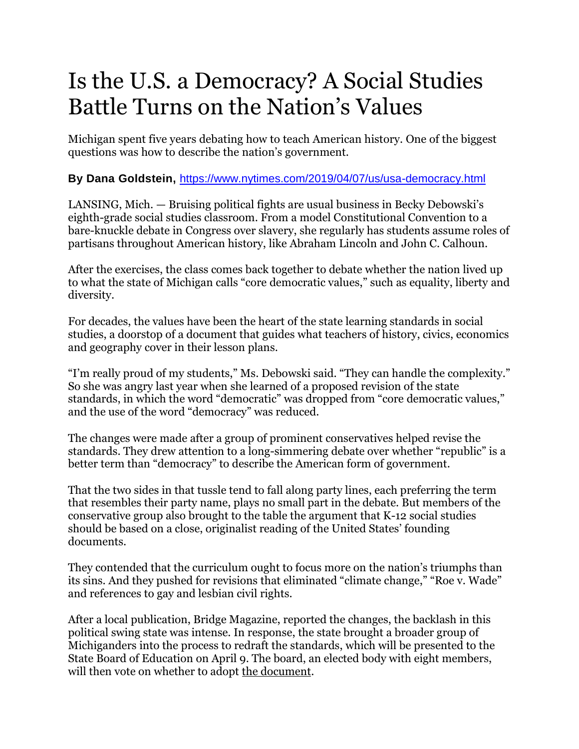# Is the U.S. a Democracy? A Social Studies Battle Turns on the Nation's Values

Michigan spent five years debating how to teach American history. One of the biggest questions was how to describe the nation's government.

**By Dana Goldstein,** https://www.nytimes.com/2019/04/07/us/usa-democracy.html

LANSING, Mich. — Bruising political fights are usual business in Becky Debowski's eighth-grade social studies classroom. From a model Constitutional Convention to a bare-knuckle debate in Congress over slavery, she regularly has students assume roles of partisans throughout American history, like Abraham Lincoln and John C. Calhoun.

After the exercises, the class comes back together to debate whether the nation lived up to what the state of Michigan calls "core democratic values," such as equality, liberty and diversity.

For decades, the values have been the heart of the state learning standards in social studies, a doorstop of a document that guides what teachers of history, civics, economics and geography cover in their lesson plans.

"I'm really proud of my students," Ms. Debowski said. "They can handle the complexity." So she was angry last year when she learned of a proposed revision of the state standards, in which the word "democratic" was dropped from "core democratic values," and the use of the word "democracy" was reduced.

The changes were made after a group of prominent conservatives helped revise the standards. They drew attention to a long-simmering debate over whether "republic" is a better term than "democracy" to describe the American form of government.

That the two sides in that tussle tend to fall along party lines, each preferring the term that resembles their party name, plays no small part in the debate. But members of the conservative group also brought to the table the argument that K-12 social studies should be based on a close, originalist reading of the United States' founding documents.

They contended that the curriculum ought to focus more on the nation's triumphs than its sins. And they pushed for revisions that eliminated "climate change," "Roe v. Wade" and references to gay and lesbian civil rights.

After a local publication, Bridge Magazine, reported the changes, the backlash in this political swing state was intense. In response, the state brought a broader group of Michiganders into the process to redraft the standards, which will be presented to the State Board of Education on April 9. The board, an elected body with eight members, will then vote on whether to adopt the document.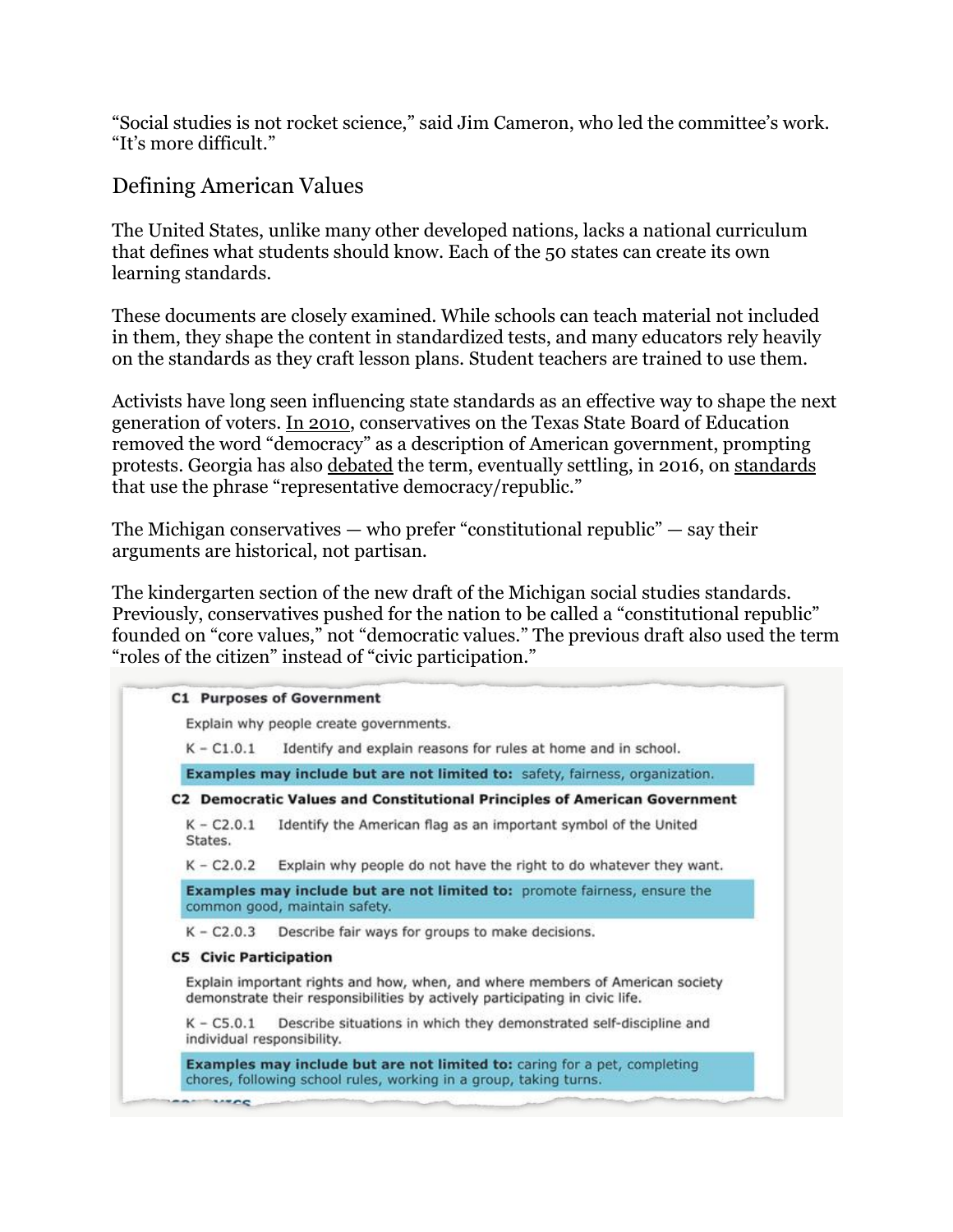"Social studies is not rocket science," said Jim Cameron, who led the committee's work. "It's more difficult."

## Defining American Values

The United States, unlike many other developed nations, lacks a national curriculum that defines what students should know. Each of the 50 states can create its own learning standards.

These documents are closely examined. While schools can teach material not included in them, they shape the content in standardized tests, and many educators rely heavily on the standards as they craft lesson plans. Student teachers are trained to use them.

Activists have long seen influencing state standards as an effective way to shape the next generation of voters. In 2010, conservatives on the Texas State Board of Education removed the word "democracy" as a description of American government, prompting protests. Georgia has also debated the term, eventually settling, in 2016, on standards that use the phrase "representative democracy/republic."

The Michigan conservatives — who prefer "constitutional republic" — say their arguments are historical, not partisan.

The kindergarten section of the new draft of the Michigan social studies standards. Previously, conservatives pushed for the nation to be called a "constitutional republic" founded on "core values," not "democratic values." The previous draft also used the term "roles of the citizen" instead of "civic participation."

**C1 Purposes of Government**

Explain why people create governments.

K – C1.0.1 Identify and explain reasons for rules at home and in school.

**Examples may include but are not limited to:** safety, fairness, organization.

**C2 Democratic Values and Constitutional Principles of American Government**

K – C2.0.1 Identify the American flag as an important symbol of the United States.

K – C2.0.2 Explain why people do not have the right to do whatever they want.

**Examples may include but are not limited to:** promote fairness, ensure the common good, maintain safety.

K – C2.0.3 Describe fair ways for groups to make decisions.

**C5 Civic Participation**

Explain important rights and how, when, and where members of American society demonstrate their responsibilities by actively participating in civic life.

K – C5.0.1 Describe situations in which they demonstrated self-discipline and individual responsibility.

**Examples may include but are not limited to:** caring for a pet, completing chores, following school rules, working in a group, taking turns.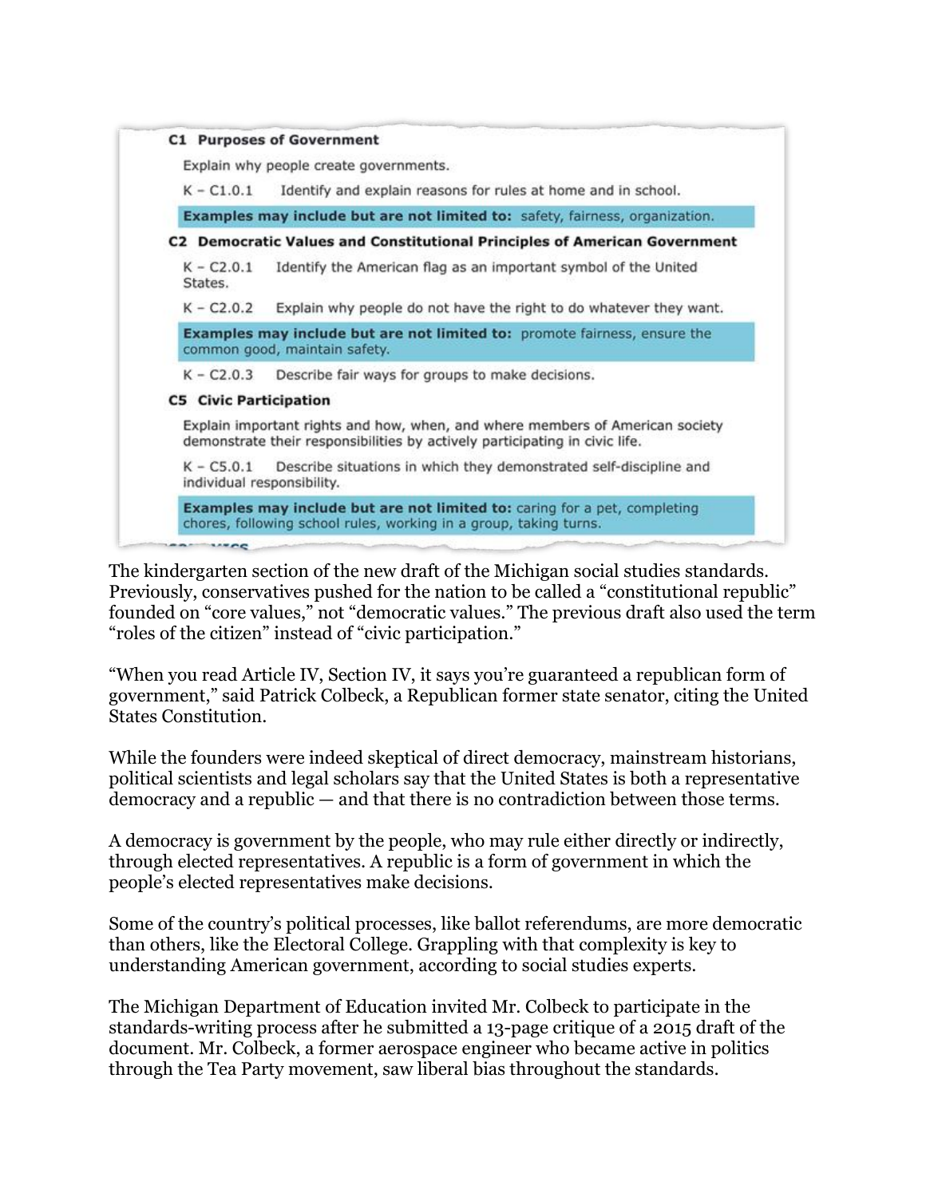**C1 Purposes of Government**

Explain why people create governments.

K – C1.0.1 Identify and explain reasons for rules at home and in school.

**Examples may include but are not limited to:** safety, fairness, organization.

**C2 Democratic Values and Constitutional Principles of American Government**

K – C2.0.1 Identify the American flag as an important symbol of the United States.

K – C2.0.2 Explain why people do not have the right to do whatever they want.

**Examples may include but are not limited to:** promote fairness, ensure the common good, maintain safety.

K – C2.0.3 Describe fair ways for groups to make decisions.

**C5 Civic Participation**

Explain important rights and how, when, and where members of American society demonstrate their responsibilities by actively participating in civic life.

K – C5.0.1 Describe situations in which they demonstrated self-discipline and individual responsibility.

**Examples may include but are not limited to:** caring for a pet, completing chores, following school rules, working in a group, taking turns.

The kindergarten section of the new draft of the Michigan social studies standards. Previously, conservatives pushed for the nation to be called a "constitutional republic" founded on "core values," not "democratic values." The previous draft also used the term "roles of the citizen" instead of "civic participation."

"When you read Article IV, Section IV, it says you're guaranteed a republican form of government," said Patrick Colbeck, a Republican former state senator, citing the United States Constitution.

While the founders were indeed skeptical of direct democracy, mainstream historians, political scientists and legal scholars say that the United States is both a representative democracy and a republic — and that there is no contradiction between those terms.

A democracy is government by the people, who may rule either directly or indirectly, through elected representatives. A republic is a form of government in which the people's elected representatives make decisions.

Some of the country's political processes, like ballot referendums, are more democratic than others, like the Electoral College. Grappling with that complexity is key to understanding American government, according to social studies experts.

The Michigan Department of Education invited Mr. Colbeck to participate in the standards-writing process after he submitted a 13-page critique of a 2015 draft of the document. Mr. Colbeck, a former aerospace engineer who became active in politics through the Tea Party movement, saw liberal bias throughout the standards.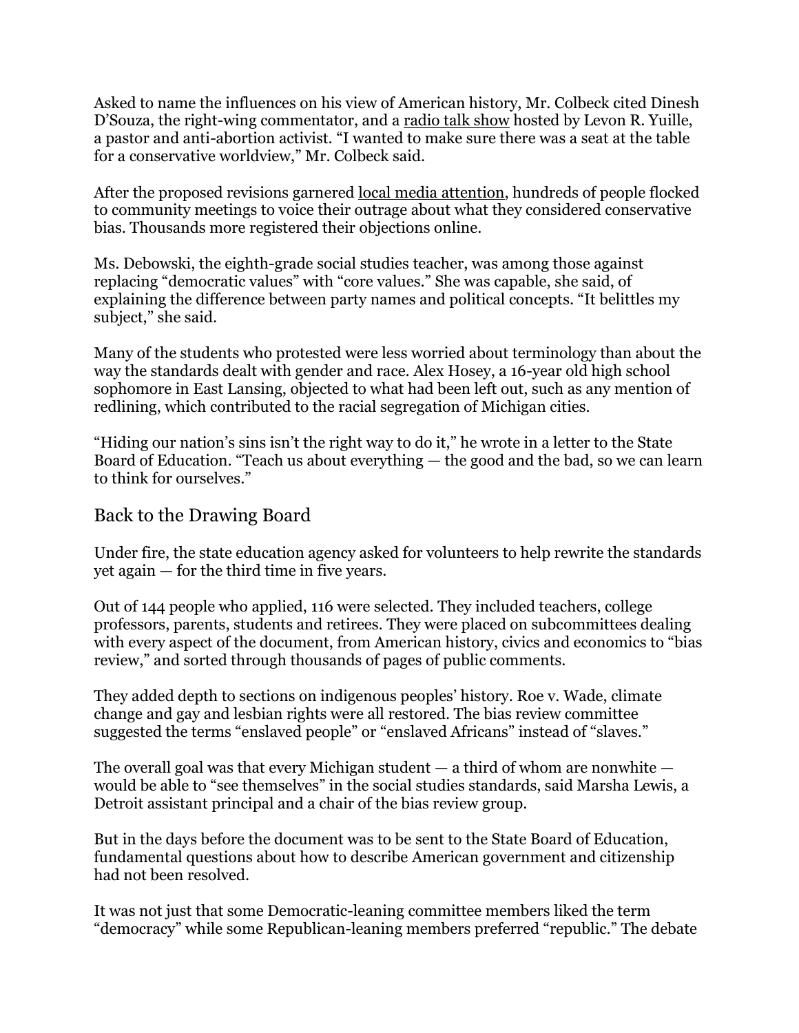Asked to name the influences on his view of American history, Mr. Colbeck cited Dinesh D'Souza, the right-wing commentator, and a radio talk show hosted by Levon R. Yuille, a pastor and anti-abortion activist. "I wanted to make sure there was a seat at the table for a conservative worldview," Mr. Colbeck said.

After the proposed revisions garnered local media attention, hundreds of people flocked to community meetings to voice their outrage about what they considered conservative bias. Thousands more registered their objections online.

Ms. Debowski, the eighth-grade social studies teacher, was among those against replacing "democratic values" with "core values." She was capable, she said, of explaining the difference between party names and political concepts. "It belittles my subject," she said.

Many of the students who protested were less worried about terminology than about the way the standards dealt with gender and race. Alex Hosey, a 16-year old high school sophomore in East Lansing, objected to what had been left out, such as any mention of redlining, which contributed to the racial segregation of Michigan cities.

"Hiding our nation's sins isn't the right way to do it," he wrote in a letter to the State Board of Education. "Teach us about everything — the good and the bad, so we can learn to think for ourselves."

## Back to the Drawing Board

Under fire, the state education agency asked for volunteers to help rewrite the standards yet again — for the third time in five years.

Out of 144 people who applied, 116 were selected. They included teachers, college professors, parents, students and retirees. They were placed on subcommittees dealing with every aspect of the document, from American history, civics and economics to "bias review," and sorted through thousands of pages of public comments.

They added depth to sections on indigenous peoples' history. Roe v. Wade, climate change and gay and lesbian rights were all restored. The bias review committee suggested the terms "enslaved people" or "enslaved Africans" instead of "slaves."

The overall goal was that every Michigan student — a third of whom are nonwhite — would be able to "see themselves" in the social studies standards, said Marsha Lewis, a Detroit assistant principal and a chair of the bias review group.

But in the days before the document was to be sent to the State Board of Education, fundamental questions about how to describe American government and citizenship had not been resolved.

It was not just that some Democratic-leaning committee members liked the term "democracy" while some Republican-leaning members preferred "republic." The debate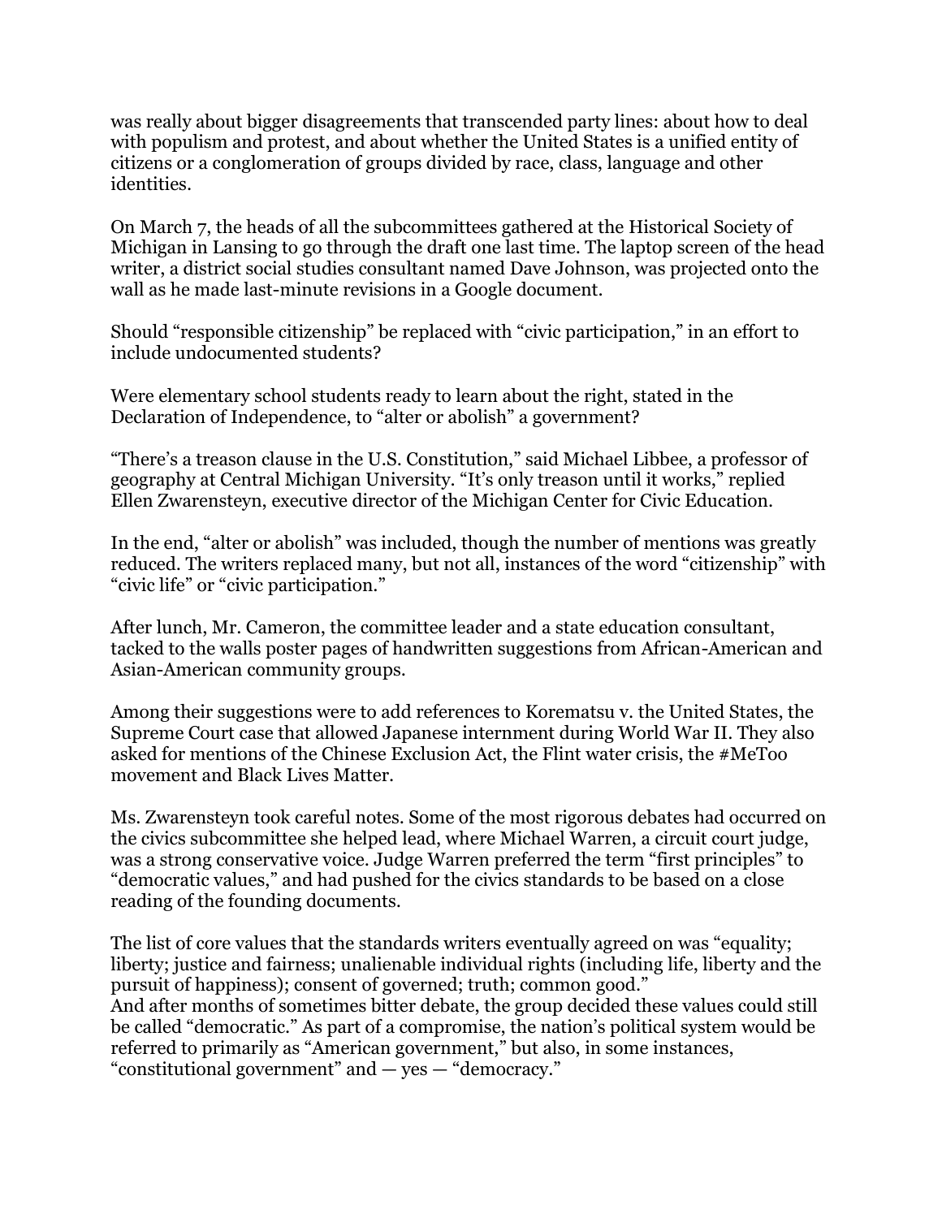was really about bigger disagreements that transcended party lines: about how to deal with populism and protest, and about whether the United States is a unified entity of citizens or a conglomeration of groups divided by race, class, language and other identities.

On March 7, the heads of all the subcommittees gathered at the Historical Society of Michigan in Lansing to go through the draft one last time. The laptop screen of the head writer, a district social studies consultant named Dave Johnson, was projected onto the wall as he made last-minute revisions in a Google document.

Should "responsible citizenship" be replaced with "civic participation," in an effort to include undocumented students?

Were elementary school students ready to learn about the right, stated in the Declaration of Independence, to "alter or abolish" a government?

"There's a treason clause in the U.S. Constitution," said Michael Libbee, a professor of geography at Central Michigan University. "It's only treason until it works," replied Ellen Zwarensteyn, executive director of the Michigan Center for Civic Education.

In the end, "alter or abolish" was included, though the number of mentions was greatly reduced. The writers replaced many, but not all, instances of the word "citizenship" with "civic life" or "civic participation."

After lunch, Mr. Cameron, the committee leader and a state education consultant, tacked to the walls poster pages of handwritten suggestions from African-American and Asian-American community groups.

Among their suggestions were to add references to Korematsu v. the United States, the Supreme Court case that allowed Japanese internment during World War II. They also asked for mentions of the Chinese Exclusion Act, the Flint water crisis, the #MeToo movement and Black Lives Matter.

Ms. Zwarensteyn took careful notes. Some of the most rigorous debates had occurred on the civics subcommittee she helped lead, where Michael Warren, a circuit court judge, was a strong conservative voice. Judge Warren preferred the term "first principles" to "democratic values," and had pushed for the civics standards to be based on a close reading of the founding documents.

The list of core values that the standards writers eventually agreed on was "equality; liberty; justice and fairness; unalienable individual rights (including life, liberty and the pursuit of happiness); consent of governed; truth; common good."

And after months of sometimes bitter debate, the group decided these values could still be called "democratic." As part of a compromise, the nation's political system would be referred to primarily as "American government," but also, in some instances, "constitutional government" and — yes — "democracy."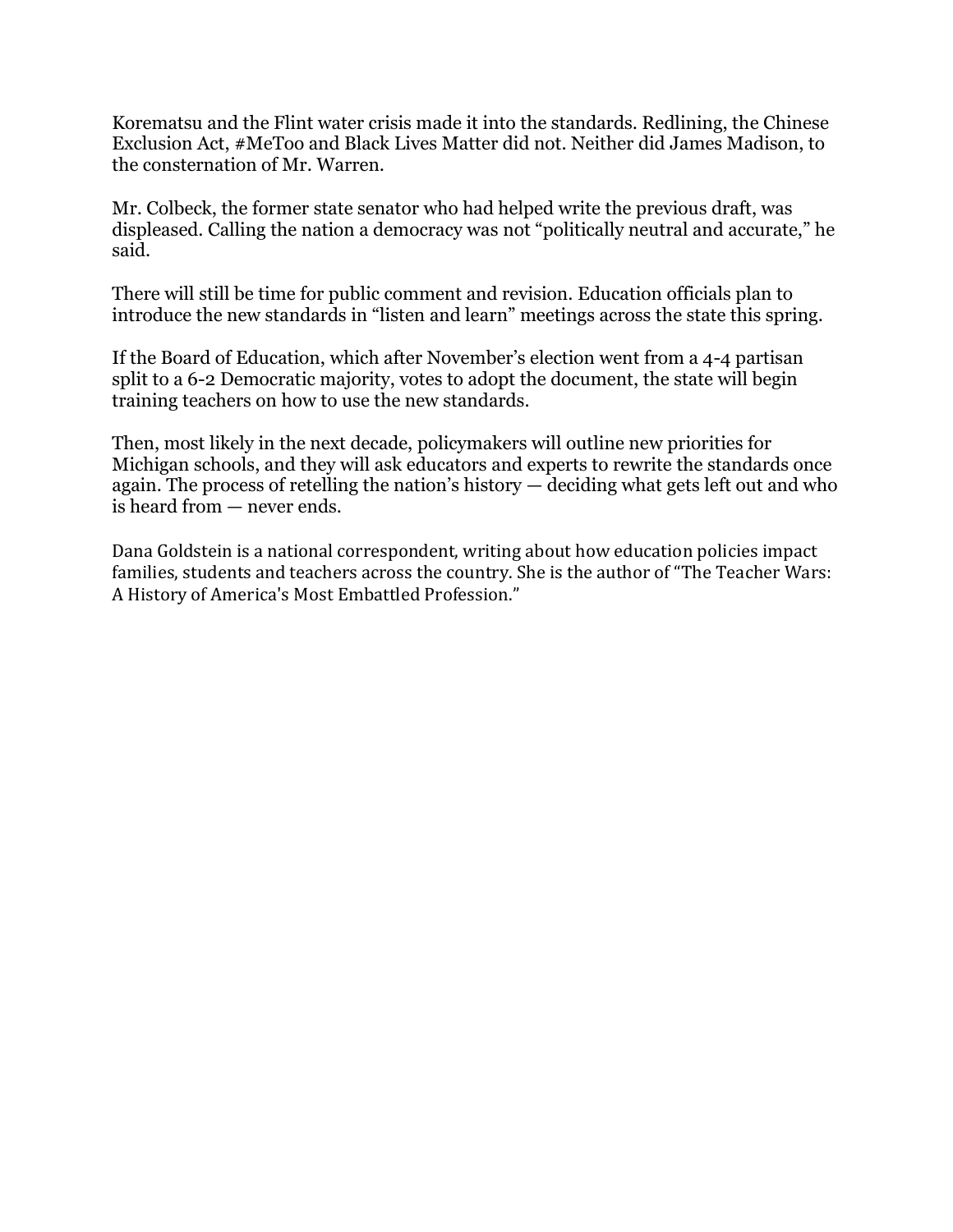Korematsu and the Flint water crisis made it into the standards. Redlining, the Chinese Exclusion Act, #MeToo and Black Lives Matter did not. Neither did James Madison, to the consternation of Mr. Warren.

Mr. Colbeck, the former state senator who had helped write the previous draft, was displeased. Calling the nation a democracy was not "politically neutral and accurate," he said.

There will still be time for public comment and revision. Education officials plan to introduce the new standards in "listen and learn" meetings across the state this spring.

If the Board of Education, which after November's election went from a 4-4 partisan split to a 6-2 Democratic majority, votes to adopt the document, the state will begin training teachers on how to use the new standards.

Then, most likely in the next decade, policymakers will outline new priorities for Michigan schools, and they will ask educators and experts to rewrite the standards once again. The process of retelling the nation's history — deciding what gets left out and who is heard from — never ends.

Dana Goldstein is a national correspondent, writing about how education policies impact families, students and teachers across the country. She is the author of "The Teacher Wars: A History of America's Most Embattled Profession."